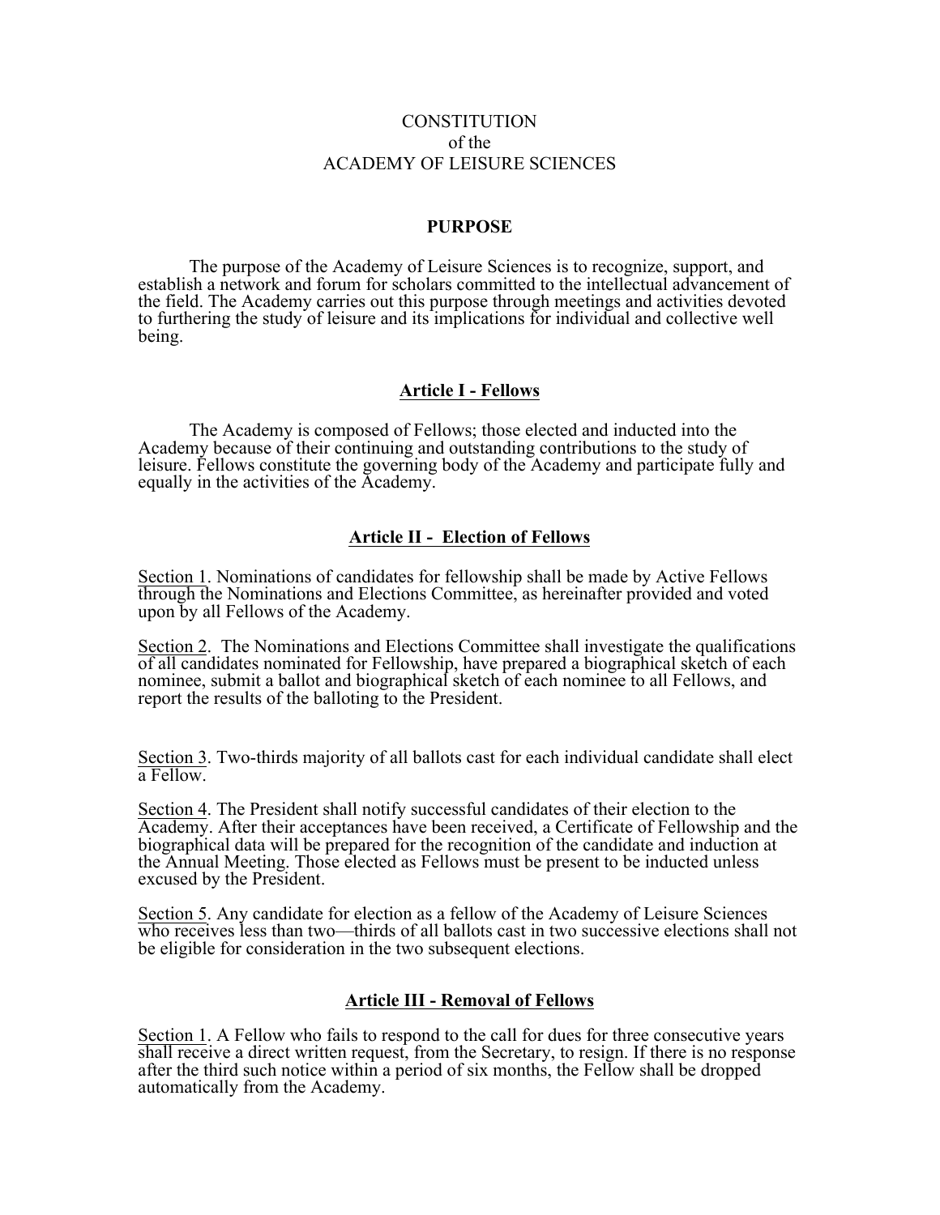# CONSTITUTION
# of the
# ACADEMY OF LEISURE SCIENCES

## PURPOSE

The purpose of the Academy of Leisure Sciences is to recognize, support, and establish a network and forum for scholars committed to the intellectual advancement of the field. The Academy carries out this purpose through meetings and activities devoted to furthering the study of leisure and its implications for individual and collective well being.

## Article I - Fellows

The Academy is composed of Fellows; those elected and inducted into the Academy because of their continuing and outstanding contributions to the study of leisure. Fellows constitute the governing body of the Academy and participate fully and equally in the activities of the Academy.

## Article II - Election of Fellows

Section 1. Nominations of candidates for fellowship shall be made by Active Fellows through the Nominations and Elections Committee, as hereinafter provided and voted upon by all Fellows of the Academy.

Section 2. The Nominations and Elections Committee shall investigate the qualifications of all candidates nominated for Fellowship, have prepared a biographical sketch of each nominee, submit a ballot and biographical sketch of each nominee to all Fellows, and report the results of the balloting to the President.

Section 3. Two-thirds majority of all ballots cast for each individual candidate shall elect a Fellow.

Section 4. The President shall notify successful candidates of their election to the Academy. After their acceptances have been received, a Certificate of Fellowship and the biographical data will be prepared for the recognition of the candidate and induction at the Annual Meeting. Those elected as Fellows must be present to be inducted unless excused by the President.

Section 5. Any candidate for election as a fellow of the Academy of Leisure Sciences who receives less than two—thirds of all ballots cast in two successive elections shall not be eligible for consideration in the two subsequent elections.

## Article III - Removal of Fellows

Section 1. A Fellow who fails to respond to the call for dues for three consecutive years shall receive a direct written request, from the Secretary, to resign. If there is no response after the third such notice within a period of six months, the Fellow shall be dropped automatically from the Academy.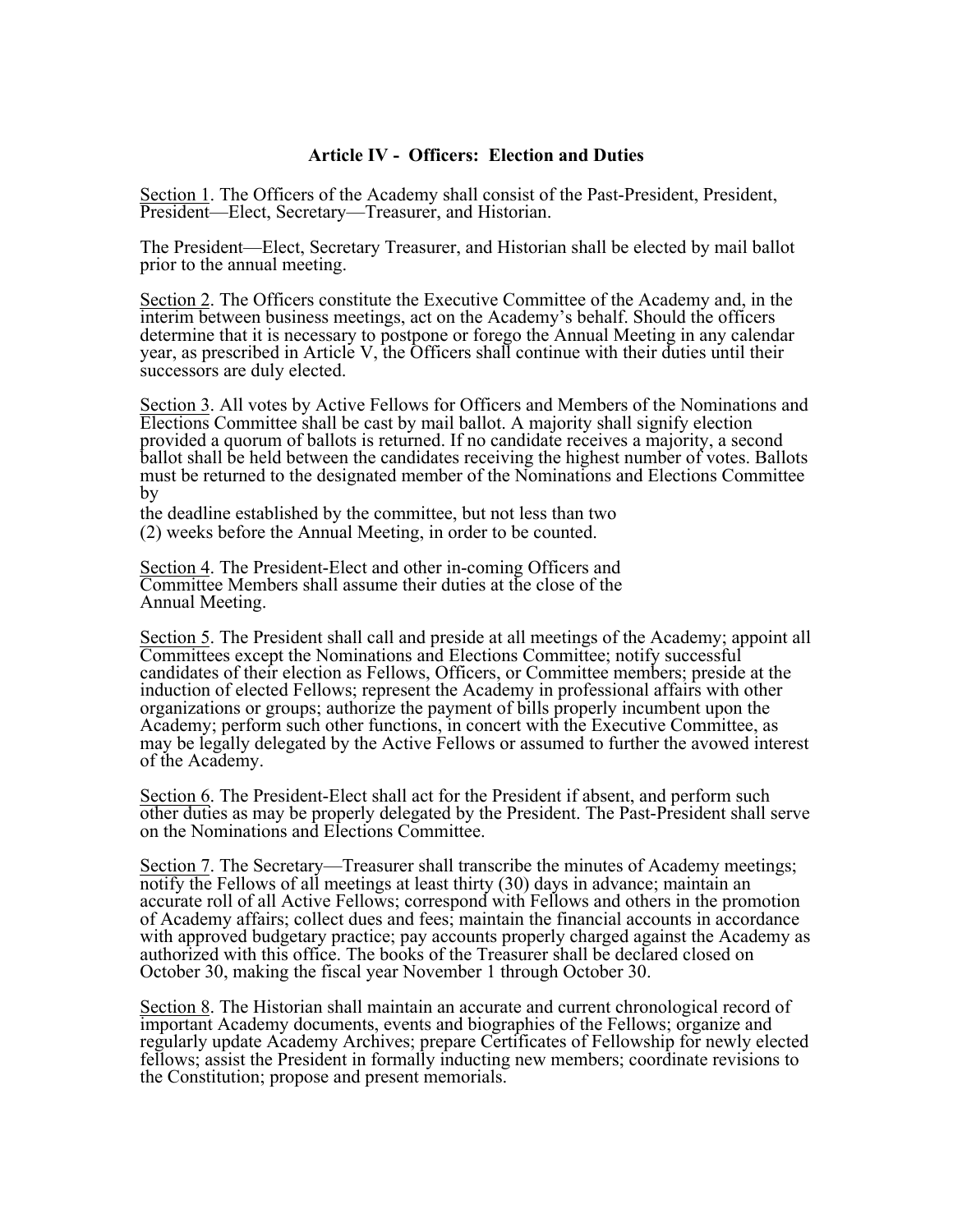### Article IV - Officers: Election and Duties

Section 1. The Officers of the Academy shall consist of the Past-President, President, President—Elect, Secretary—Treasurer, and Historian.

The President—Elect, Secretary Treasurer, and Historian shall be elected by mail ballot prior to the annual meeting.

Section 2. The Officers constitute the Executive Committee of the Academy and, in the interim between business meetings, act on the Academy's behalf. Should the officers determine that it is necessary to postpone or forego the Annual Meeting in any calendar year, as prescribed in Article V, the Officers shall continue with their duties until their successors are duly elected.

Section 3. All votes by Active Fellows for Officers and Members of the Nominations and Elections Committee shall be cast by mail ballot. A majority shall signify election provided a quorum of ballots is returned. If no candidate receives a majority, a second ballot shall be held between the candidates receiving the highest number of votes. Ballots must be returned to the designated member of the Nominations and Elections Committee by the deadline established by the committee, but not less than two (2) weeks before the Annual Meeting, in order to be counted.

Section 4. The President-Elect and other in-coming Officers and Committee Members shall assume their duties at the close of the Annual Meeting.

Section 5. The President shall call and preside at all meetings of the Academy; appoint all Committees except the Nominations and Elections Committee; notify successful candidates of their election as Fellows, Officers, or Committee members; preside at the induction of elected Fellows; represent the Academy in professional affairs with other organizations or groups; authorize the payment of bills properly incumbent upon the Academy; perform such other functions, in concert with the Executive Committee, as may be legally delegated by the Active Fellows or assumed to further the avowed interest of the Academy.

Section 6. The President-Elect shall act for the President if absent, and perform such other duties as may be properly delegated by the President. The Past-President shall serve on the Nominations and Elections Committee.

Section 7. The Secretary—Treasurer shall transcribe the minutes of Academy meetings; notify the Fellows of all meetings at least thirty (30) days in advance; maintain an accurate roll of all Active Fellows; correspond with Fellows and others in the promotion of Academy affairs; collect dues and fees; maintain the financial accounts in accordance with approved budgetary practice; pay accounts properly charged against the Academy as authorized with this office. The books of the Treasurer shall be declared closed on October 30, making the fiscal year November 1 through October 30.

Section 8. The Historian shall maintain an accurate and current chronological record of important Academy documents, events and biographies of the Fellows; organize and regularly update Academy Archives; prepare Certificates of Fellowship for newly elected fellows; assist the President in formally inducting new members; coordinate revisions to the Constitution; propose and present memorials.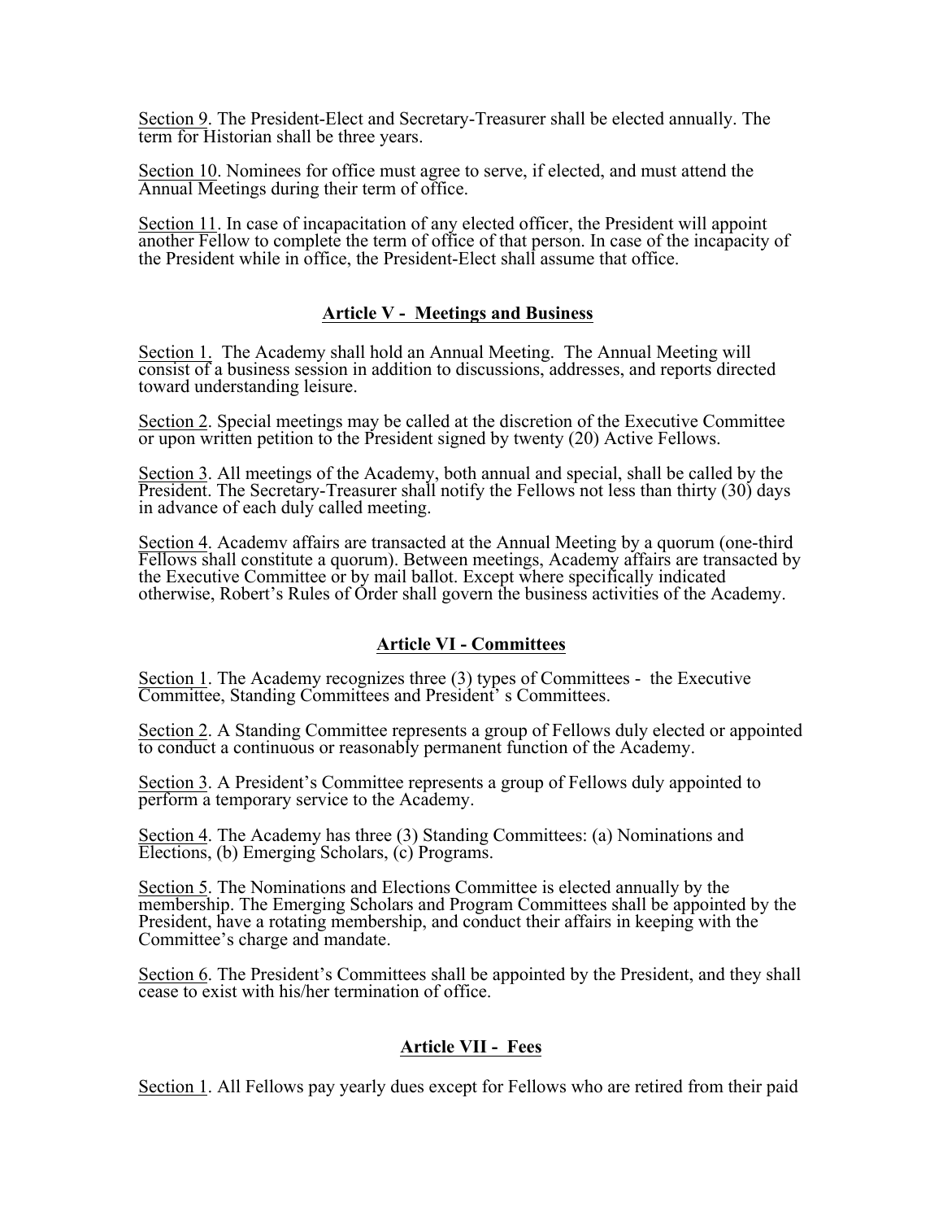Section 9. The President-Elect and Secretary-Treasurer shall be elected annually. The term for Historian shall be three years.

Section 10. Nominees for office must agree to serve, if elected, and must attend the Annual Meetings during their term of office.

Section 11. In case of incapacitation of any elected officer, the President will appoint another Fellow to complete the term of office of that person. In case of the incapacity of the President while in office, the President-Elect shall assume that office.

## Article V - Meetings and Business

Section 1. The Academy shall hold an Annual Meeting. The Annual Meeting will consist of a business session in addition to discussions, addresses, and reports directed toward understanding leisure.

Section 2. Special meetings may be called at the discretion of the Executive Committee or upon written petition to the President signed by twenty (20) Active Fellows.

Section 3. All meetings of the Academy, both annual and special, shall be called by the President. The Secretary-Treasurer shall notify the Fellows not less than thirty (30) days in advance of each duly called meeting.

Section 4. Academy affairs are transacted at the Annual Meeting by a quorum (one-third Fellows shall constitute a quorum). Between meetings, Academy affairs are transacted by the Executive Committee or by mail ballot. Except where specifically indicated otherwise, Robert's Rules of Order shall govern the business activities of the Academy.

## Article VI - Committees

Section 1. The Academy recognizes three (3) types of Committees - the Executive Committee, Standing Committees and President' s Committees.

Section 2. A Standing Committee represents a group of Fellows duly elected or appointed to conduct a continuous or reasonably permanent function of the Academy.

Section 3. A President's Committee represents a group of Fellows duly appointed to perform a temporary service to the Academy.

Section 4. The Academy has three (3) Standing Committees: (a) Nominations and Elections, (b) Emerging Scholars, (c) Programs.

Section 5. The Nominations and Elections Committee is elected annually by the membership. The Emerging Scholars and Program Committees shall be appointed by the President, have a rotating membership, and conduct their affairs in keeping with the Committee's charge and mandate.

Section 6. The President's Committees shall be appointed by the President, and they shall cease to exist with his/her termination of office.

## Article VII - Fees

Section 1. All Fellows pay yearly dues except for Fellows who are retired from their paid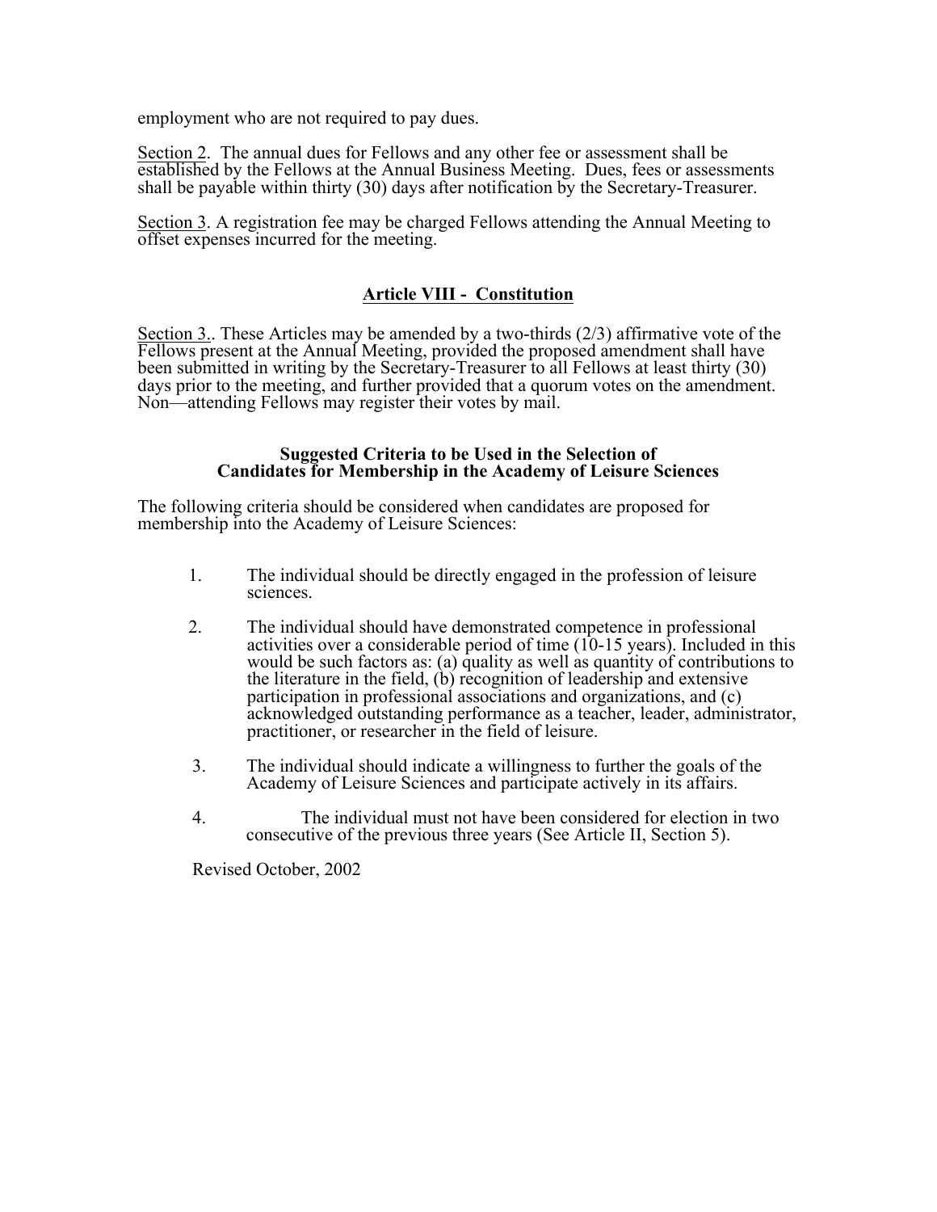employment who are not required to pay dues.

Section 2. The annual dues for Fellows and any other fee or assessment shall be established by the Fellows at the Annual Business Meeting. Dues, fees or assessments shall be payable within thirty (30) days after notification by the Secretary-Treasurer.

Section 3. A registration fee may be charged Fellows attending the Annual Meeting to offset expenses incurred for the meeting.

## Article VIII - Constitution

Section 3.. These Articles may be amended by a two-thirds (2/3) affirmative vote of the Fellows present at the Annual Meeting, provided the proposed amendment shall have been submitted in writing by the Secretary-Treasurer to all Fellows at least thirty (30) days prior to the meeting, and further provided that a quorum votes on the amendment. Non—attending Fellows may register their votes by mail.

### Suggested Criteria to be Used in the Selection of Candidates for Membership in the Academy of Leisure Sciences

The following criteria should be considered when candidates are proposed for membership into the Academy of Leisure Sciences:

1. The individual should be directly engaged in the profession of leisure sciences.

2. The individual should have demonstrated competence in professional activities over a considerable period of time (10-15 years). Included in this would be such factors as: (a) quality as well as quantity of contributions to the literature in the field, (b) recognition of leadership and extensive participation in professional associations and organizations, and (c) acknowledged outstanding performance as a teacher, leader, administrator, practitioner, or researcher in the field of leisure.

3. The individual should indicate a willingness to further the goals of the Academy of Leisure Sciences and participate actively in its affairs.

4. The individual must not have been considered for election in two consecutive of the previous three years (See Article II, Section 5).

Revised October, 2002